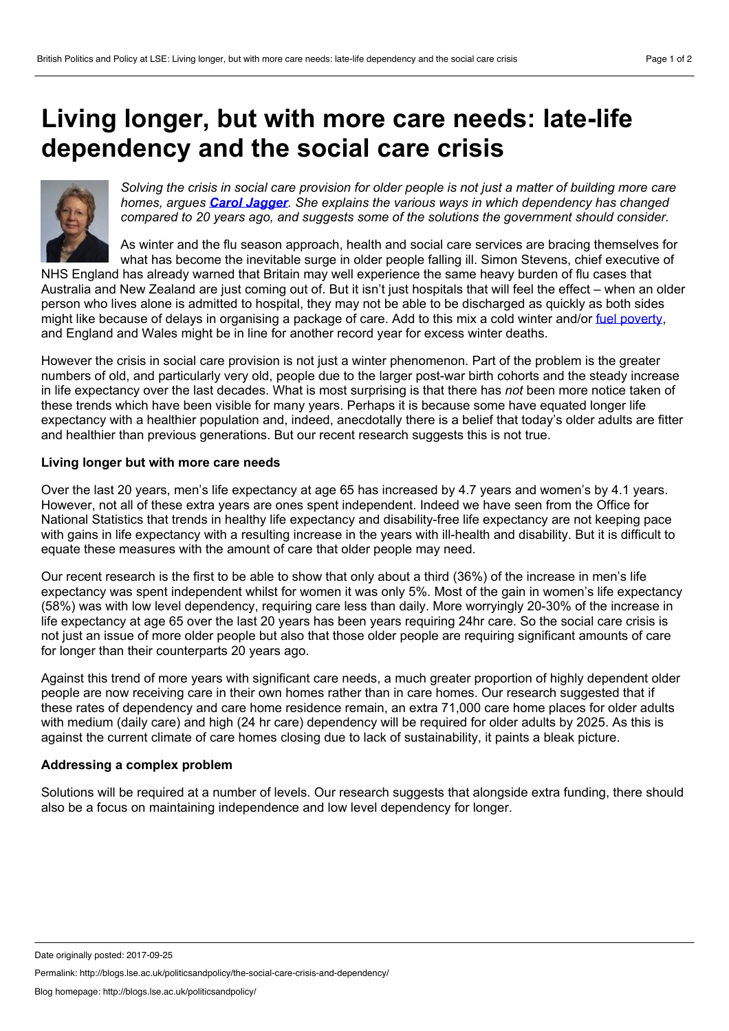# Living longer, but with more care needs: late-life dependency and the social care crisis

*Solving the crisis in social care provision for older people is not just a matter of building more care homes, argues* ***Carol Jagger****. She explains the various ways in which dependency has changed compared to 20 years ago, and suggests some of the solutions the government should consider.*

As winter and the flu season approach, health and social care services are bracing themselves for what has become the inevitable surge in older people falling ill. Simon Stevens, chief executive of NHS England has already warned that Britain may well experience the same heavy burden of flu cases that Australia and New Zealand are just coming out of. But it isn't just hospitals that will feel the effect – when an older person who lives alone is admitted to hospital, they may not be able to be discharged as quickly as both sides might like because of delays in organising a package of care. Add to this mix a cold winter and/or fuel poverty, and England and Wales might be in line for another record year for excess winter deaths.

However the crisis in social care provision is not just a winter phenomenon. Part of the problem is the greater numbers of old, and particularly very old, people due to the larger post-war birth cohorts and the steady increase in life expectancy over the last decades. What is most surprising is that there has *not* been more notice taken of these trends which have been visible for many years. Perhaps it is because some have equated longer life expectancy with a healthier population and, indeed, anecdotally there is a belief that today's older adults are fitter and healthier than previous generations. But our recent research suggests this is not true.

**Living longer but with more care needs**

Over the last 20 years, men's life expectancy at age 65 has increased by 4.7 years and women's by 4.1 years. However, not all of these extra years are ones spent independent. Indeed we have seen from the Office for National Statistics that trends in healthy life expectancy and disability-free life expectancy are not keeping pace with gains in life expectancy with a resulting increase in the years with ill-health and disability. But it is difficult to equate these measures with the amount of care that older people may need.

Our recent research is the first to be able to show that only about a third (36%) of the increase in men's life expectancy was spent independent whilst for women it was only 5%. Most of the gain in women's life expectancy (58%) was with low level dependency, requiring care less than daily. More worryingly 20-30% of the increase in life expectancy at age 65 over the last 20 years has been years requiring 24hr care. So the social care crisis is not just an issue of more older people but also that those older people are requiring significant amounts of care for longer than their counterparts 20 years ago.

Against this trend of more years with significant care needs, a much greater proportion of highly dependent older people are now receiving care in their own homes rather than in care homes. Our research suggested that if these rates of dependency and care home residence remain, an extra 71,000 care home places for older adults with medium (daily care) and high (24 hr care) dependency will be required for older adults by 2025. As this is against the current climate of care homes closing due to lack of sustainability, it paints a bleak picture.

**Addressing a complex problem**

Solutions will be required at a number of levels. Our research suggests that alongside extra funding, there should also be a focus on maintaining independence and low level dependency for longer.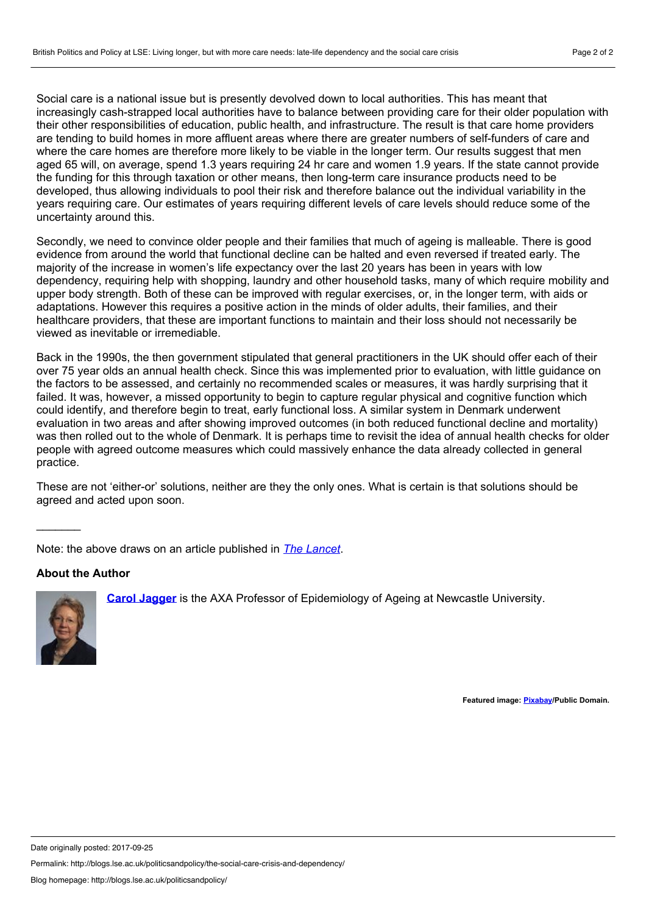Social care is a national issue but is presently devolved down to local authorities. This has meant that increasingly cash-strapped local authorities have to balance between providing care for their older population with their other responsibilities of education, public health, and infrastructure. The result is that care home providers are tending to build homes in more affluent areas where there are greater numbers of self-funders of care and where the care homes are therefore more likely to be viable in the longer term. Our results suggest that men aged 65 will, on average, spend 1.3 years requiring 24 hr care and women 1.9 years. If the state cannot provide the funding for this through taxation or other means, then long-term care insurance products need to be developed, thus allowing individuals to pool their risk and therefore balance out the individual variability in the years requiring care. Our estimates of years requiring different levels of care levels should reduce some of the uncertainty around this.

Secondly, we need to convince older people and their families that much of ageing is malleable. There is good evidence from around the world that functional decline can be halted and even reversed if treated early. The majority of the increase in women's life expectancy over the last 20 years has been in years with low dependency, requiring help with shopping, laundry and other household tasks, many of which require mobility and upper body strength. Both of these can be improved with regular exercises, or, in the longer term, with aids or adaptations. However this requires a positive action in the minds of older adults, their families, and their healthcare providers, that these are important functions to maintain and their loss should not necessarily be viewed as inevitable or irremediable.

Back in the 1990s, the then government stipulated that general practitioners in the UK should offer each of their over 75 year olds an annual health check. Since this was implemented prior to evaluation, with little guidance on the factors to be assessed, and certainly no recommended scales or measures, it was hardly surprising that it failed. It was, however, a missed opportunity to begin to capture regular physical and cognitive function which could identify, and therefore begin to treat, early functional loss. A similar system in Denmark underwent evaluation in two areas and after showing improved outcomes (in both reduced functional decline and mortality) was then rolled out to the whole of Denmark. It is perhaps time to revisit the idea of annual health checks for older people with agreed outcome measures which could massively enhance the data already collected in general practice.

These are not 'either-or' solutions, neither are they the only ones. What is certain is that solutions should be agreed and acted upon soon.

\_\_\_\_\_\_\_

Note: the above draws on an article published in *The Lancet*.

### About the Author

**Carol Jagger** is the AXA Professor of Epidemiology of Ageing at Newcastle University.

**Featured image: Pixabay/Public Domain.**

Date originally posted: 2017-09-25

Permalink: http://blogs.lse.ac.uk/politicsandpolicy/the-social-care-crisis-and-dependency/

Blog homepage: http://blogs.lse.ac.uk/politicsandpolicy/